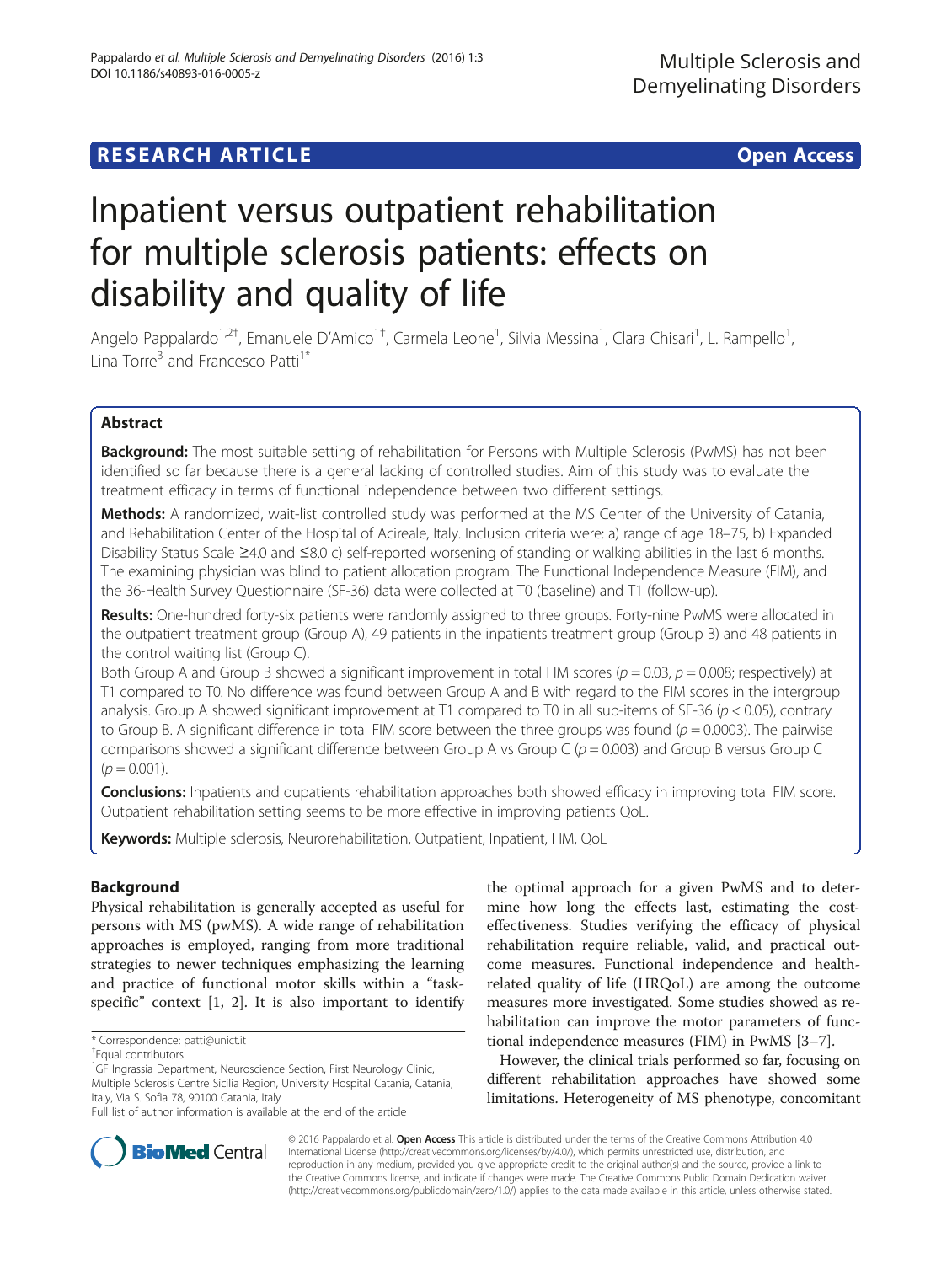**RESEARCH ARTICLE** **Open Access**

# Inpatient versus outpatient rehabilitation for multiple sclerosis patients: effects on disability and quality of life

Angelo Pappalardo[1,2†], Emanuele D'Amico[1†], Carmela Leone[1], Silvia Messina[1], Clara Chisari[1], L. Rampello[1], Lina Torre[3] and Francesco Patti[1*]

## Abstract

**Background:** The most suitable setting of rehabilitation for Persons with Multiple Sclerosis (PwMS) has not been identified so far because there is a general lacking of controlled studies. Aim of this study was to evaluate the treatment efficacy in terms of functional independence between two different settings.

**Methods:** A randomized, wait-list controlled study was performed at the MS Center of the University of Catania, and Rehabilitation Center of the Hospital of Acireale, Italy. Inclusion criteria were: a) range of age 18–75, b) Expanded Disability Status Scale ≥4.0 and ≤8.0 c) self-reported worsening of standing or walking abilities in the last 6 months. The examining physician was blind to patient allocation program. The Functional Independence Measure (FIM), and the 36-Health Survey Questionnaire (SF-36) data were collected at T0 (baseline) and T1 (follow-up).

**Results:** One-hundred forty-six patients were randomly assigned to three groups. Forty-nine PwMS were allocated in the outpatient treatment group (Group A), 49 patients in the inpatients treatment group (Group B) and 48 patients in the control waiting list (Group C).

Both Group A and Group B showed a significant improvement in total FIM scores ($p = 0.03$, $p = 0.008$; respectively) at T1 compared to T0. No difference was found between Group A and B with regard to the FIM scores in the intergroup analysis. Group A showed significant improvement at T1 compared to T0 in all sub-items of SF-36 ($p < 0.05$), contrary to Group B. A significant difference in total FIM score between the three groups was found ($p = 0.0003$). The pairwise comparisons showed a significant difference between Group A vs Group C ($p = 0.003$) and Group B versus Group C ($p = 0.001$).

**Conclusions:** Inpatients and oupatients rehabilitation approaches both showed efficacy in improving total FIM score. Outpatient rehabilitation setting seems to be more effective in improving patients QoL.

**Keywords:** Multiple sclerosis, Neurorehabilitation, Outpatient, Inpatient, FIM, QoL

## Background

Physical rehabilitation is generally accepted as useful for persons with MS (pwMS). A wide range of rehabilitation approaches is employed, ranging from more traditional strategies to newer techniques emphasizing the learning and practice of functional motor skills within a "task-specific" context [1, 2]. It is also important to identify the optimal approach for a given PwMS and to determine how long the effects last, estimating the cost-effectiveness. Studies verifying the efficacy of physical rehabilitation require reliable, valid, and practical outcome measures. Functional independence and health-related quality of life (HRQoL) are among the outcome measures more investigated. Some studies showed as rehabilitation can improve the motor parameters of functional independence measures (FIM) in PwMS [3–7].

However, the clinical trials performed so far, focusing on different rehabilitation approaches have showed some limitations. Heterogeneity of MS phenotype, concomitant

\* Correspondence: patti@unict.it
†Equal contributors
[1]GF Ingrassia Department, Neuroscience Section, First Neurology Clinic, Multiple Sclerosis Centre Sicilia Region, University Hospital Catania, Catania, Italy, Via S. Sofia 78, 90100 Catania, Italy
Full list of author information is available at the end of the article

© 2016 Pappalardo et al. **Open Access** This article is distributed under the terms of the Creative Commons Attribution 4.0 International License (http://creativecommons.org/licenses/by/4.0/), which permits unrestricted use, distribution, and reproduction in any medium, provided you give appropriate credit to the original author(s) and the source, provide a link to the Creative Commons license, and indicate if changes were made. The Creative Commons Public Domain Dedication waiver (http://creativecommons.org/publicdomain/zero/1.0/) applies to the data made available in this article, unless otherwise stated.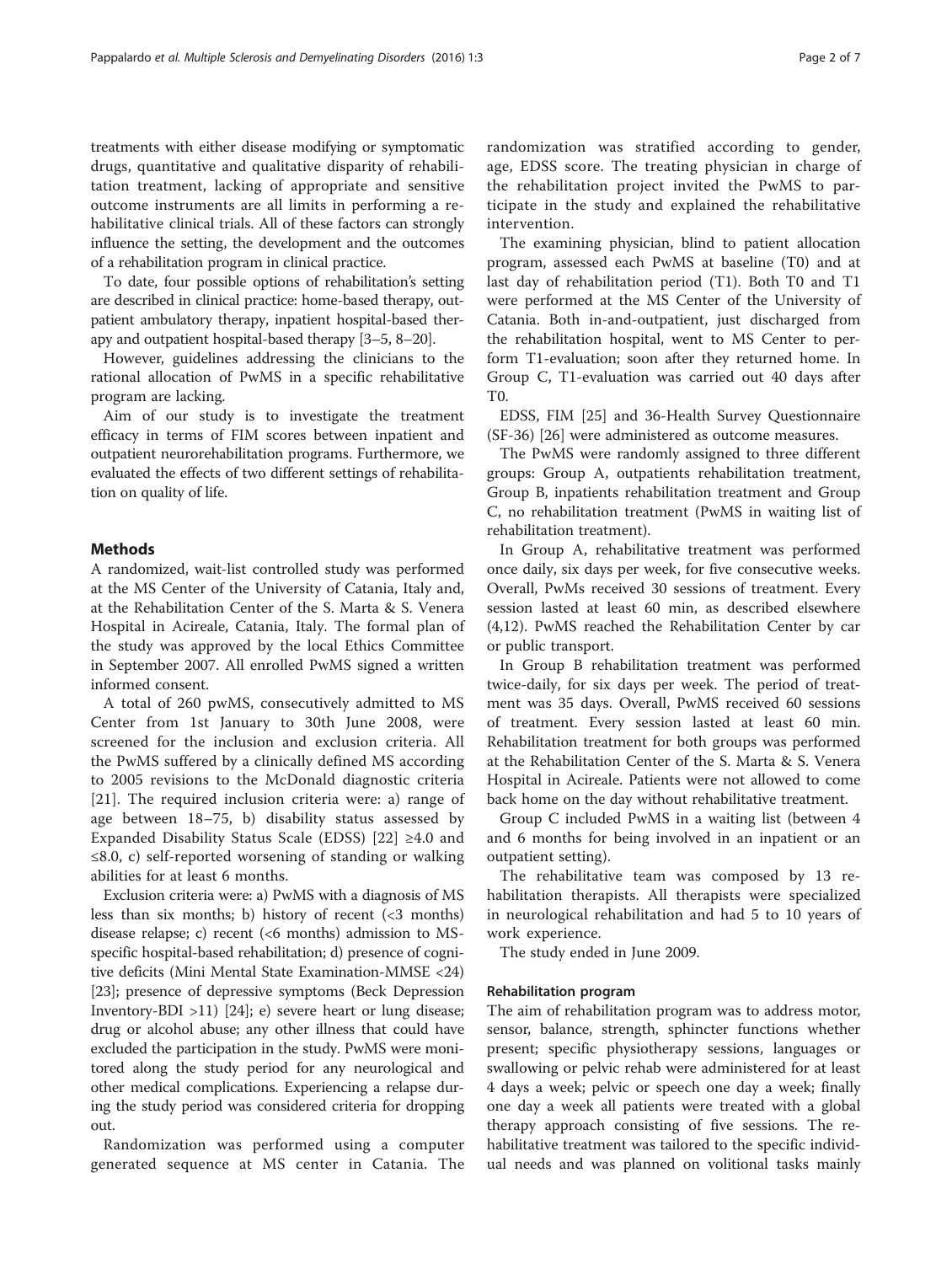treatments with either disease modifying or symptomatic drugs, quantitative and qualitative disparity of rehabilitation treatment, lacking of appropriate and sensitive outcome instruments are all limits in performing a rehabilitative clinical trials. All of these factors can strongly influence the setting, the development and the outcomes of a rehabilitation program in clinical practice.

To date, four possible options of rehabilitation's setting are described in clinical practice: home-based therapy, outpatient ambulatory therapy, inpatient hospital-based therapy and outpatient hospital-based therapy [3–5, 8–20].

However, guidelines addressing the clinicians to the rational allocation of PwMS in a specific rehabilitative program are lacking.

Aim of our study is to investigate the treatment efficacy in terms of FIM scores between inpatient and outpatient neurorehabilitation programs. Furthermore, we evaluated the effects of two different settings of rehabilitation on quality of life.

## Methods

A randomized, wait-list controlled study was performed at the MS Center of the University of Catania, Italy and, at the Rehabilitation Center of the S. Marta & S. Venera Hospital in Acireale, Catania, Italy. The formal plan of the study was approved by the local Ethics Committee in September 2007. All enrolled PwMS signed a written informed consent.

A total of 260 pwMS, consecutively admitted to MS Center from 1st January to 30th June 2008, were screened for the inclusion and exclusion criteria. All the PwMS suffered by a clinically defined MS according to 2005 revisions to the McDonald diagnostic criteria [21]. The required inclusion criteria were: a) range of age between 18–75, b) disability status assessed by Expanded Disability Status Scale (EDSS) [22] ≥4.0 and ≤8.0, c) self-reported worsening of standing or walking abilities for at least 6 months.

Exclusion criteria were: a) PwMS with a diagnosis of MS less than six months; b) history of recent (<3 months) disease relapse; c) recent (<6 months) admission to MS-specific hospital-based rehabilitation; d) presence of cognitive deficits (Mini Mental State Examination-MMSE <24) [23]; presence of depressive symptoms (Beck Depression Inventory-BDI >11) [24]; e) severe heart or lung disease; drug or alcohol abuse; any other illness that could have excluded the participation in the study. PwMS were monitored along the study period for any neurological and other medical complications. Experiencing a relapse during the study period was considered criteria for dropping out.

Randomization was performed using a computer generated sequence at MS center in Catania. The randomization was stratified according to gender, age, EDSS score. The treating physician in charge of the rehabilitation project invited the PwMS to participate in the study and explained the rehabilitative intervention.

The examining physician, blind to patient allocation program, assessed each PwMS at baseline (T0) and at last day of rehabilitation period (T1). Both T0 and T1 were performed at the MS Center of the University of Catania. Both in-and-outpatient, just discharged from the rehabilitation hospital, went to MS Center to perform T1-evaluation; soon after they returned home. In Group C, T1-evaluation was carried out 40 days after T0.

EDSS, FIM [25] and 36-Health Survey Questionnaire (SF-36) [26] were administered as outcome measures.

The PwMS were randomly assigned to three different groups: Group A, outpatients rehabilitation treatment, Group B, inpatients rehabilitation treatment and Group C, no rehabilitation treatment (PwMS in waiting list of rehabilitation treatment).

In Group A, rehabilitative treatment was performed once daily, six days per week, for five consecutive weeks. Overall, PwMs received 30 sessions of treatment. Every session lasted at least 60 min, as described elsewhere (4,12). PwMS reached the Rehabilitation Center by car or public transport.

In Group B rehabilitation treatment was performed twice-daily, for six days per week. The period of treatment was 35 days. Overall, PwMS received 60 sessions of treatment. Every session lasted at least 60 min. Rehabilitation treatment for both groups was performed at the Rehabilitation Center of the S. Marta & S. Venera Hospital in Acireale. Patients were not allowed to come back home on the day without rehabilitative treatment.

Group C included PwMS in a waiting list (between 4 and 6 months for being involved in an inpatient or an outpatient setting).

The rehabilitative team was composed by 13 rehabilitation therapists. All therapists were specialized in neurological rehabilitation and had 5 to 10 years of work experience.

The study ended in June 2009.

### Rehabilitation program

The aim of rehabilitation program was to address motor, sensor, balance, strength, sphincter functions whether present; specific physiotherapy sessions, languages or swallowing or pelvic rehab were administered for at least 4 days a week; pelvic or speech one day a week; finally one day a week all patients were treated with a global therapy approach consisting of five sessions. The rehabilitative treatment was tailored to the specific individual needs and was planned on volitional tasks mainly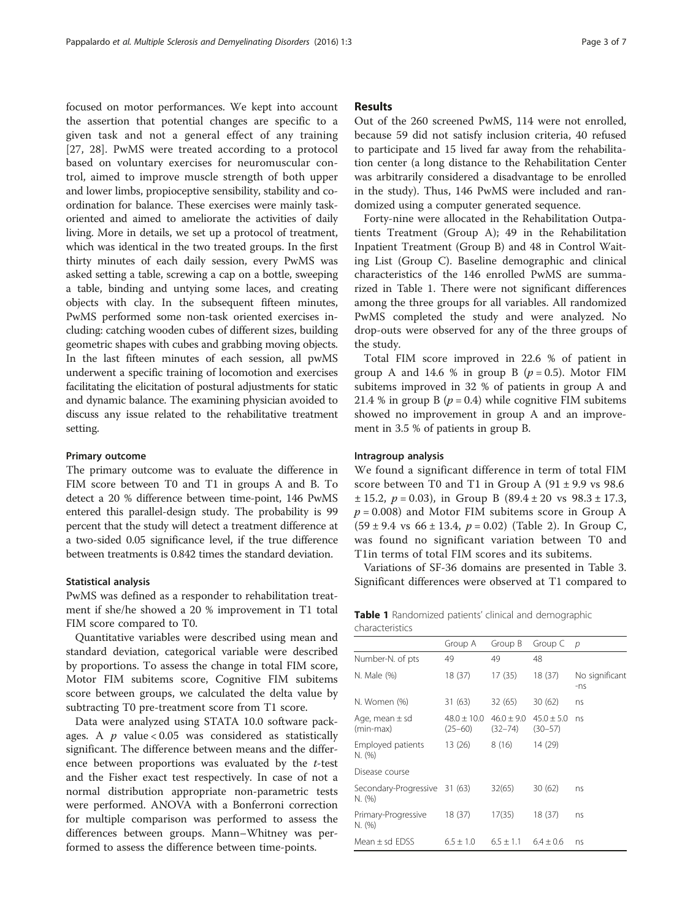focused on motor performances. We kept into account the assertion that potential changes are specific to a given task and not a general effect of any training [27, 28]. PwMS were treated according to a protocol based on voluntary exercises for neuromuscular control, aimed to improve muscle strength of both upper and lower limbs, propioceptive sensibility, stability and coordination for balance. These exercises were mainly task-oriented and aimed to ameliorate the activities of daily living. More in details, we set up a protocol of treatment, which was identical in the two treated groups. In the first thirty minutes of each daily session, every PwMS was asked setting a table, screwing a cap on a bottle, sweeping a table, binding and untying some laces, and creating objects with clay. In the subsequent fifteen minutes, PwMS performed some non-task oriented exercises including: catching wooden cubes of different sizes, building geometric shapes with cubes and grabbing moving objects. In the last fifteen minutes of each session, all pwMS underwent a specific training of locomotion and exercises facilitating the elicitation of postural adjustments for static and dynamic balance. The examining physician avoided to discuss any issue related to the rehabilitative treatment setting.

### Primary outcome

The primary outcome was to evaluate the difference in FIM score between T0 and T1 in groups A and B. To detect a 20 % difference between time-point, 146 PwMS entered this parallel-design study. The probability is 99 percent that the study will detect a treatment difference at a two-sided 0.05 significance level, if the true difference between treatments is 0.842 times the standard deviation.

### Statistical analysis

PwMS was defined as a responder to rehabilitation treatment if she/he showed a 20 % improvement in T1 total FIM score compared to T0.

Quantitative variables were described using mean and standard deviation, categorical variable were described by proportions. To assess the change in total FIM score, Motor FIM subitems score, Cognitive FIM subitems score between groups, we calculated the delta value by subtracting T0 pre-treatment score from T1 score.

Data were analyzed using STATA 10.0 software packages. A $p$ value $< 0.05$ was considered as statistically significant. The difference between means and the difference between proportions was evaluated by the *t*-test and the Fisher exact test respectively. In case of not a normal distribution appropriate non-parametric tests were performed. ANOVA with a Bonferroni correction for multiple comparison was performed to assess the differences between groups. Mann–Whitney was performed to assess the difference between time-points.

## Results

Out of the 260 screened PwMS, 114 were not enrolled, because 59 did not satisfy inclusion criteria, 40 refused to participate and 15 lived far away from the rehabilitation center (a long distance to the Rehabilitation Center was arbitrarily considered a disadvantage to be enrolled in the study). Thus, 146 PwMS were included and randomized using a computer generated sequence.

Forty-nine were allocated in the Rehabilitation Outpatients Treatment (Group A); 49 in the Rehabilitation Inpatient Treatment (Group B) and 48 in Control Waiting List (Group C). Baseline demographic and clinical characteristics of the 146 enrolled PwMS are summarized in Table 1. There were not significant differences among the three groups for all variables. All randomized PwMS completed the study and were analyzed. No drop-outs were observed for any of the three groups of the study.

Total FIM score improved in 22.6 % of patient in group A and 14.6 % in group B ($p = 0.5$). Motor FIM subitems improved in 32 % of patients in group A and 21.4 % in group B ($p = 0.4$) while cognitive FIM subitems showed no improvement in group A and an improvement in 3.5 % of patients in group B.

### Intragroup analysis

We found a significant difference in term of total FIM score between T0 and T1 in Group A ($91 \pm 9.9$ vs $98.6 \pm 15.2$, $p = 0.03$), in Group B ($89.4 \pm 20$ vs $98.3 \pm 17.3$, $p = 0.008$) and Motor FIM subitems score in Group A ($59 \pm 9.4$ vs $66 \pm 13.4$, $p = 0.02$) (Table 2). In Group C, was found no significant variation between T0 and T1in terms of total FIM scores and its subitems.

Variations of SF-36 domains are presented in Table 3. Significant differences were observed at T1 compared to

**Table 1** Randomized patients' clinical and demographic characteristics

| | Group A | Group B | Group C | $p$ |
|---|---|---|---|---|
| Number-N. of pts | 49 | 49 | 48 | |
| N. Male (%) | 18 (37) | 17 (35) | 18 (37) | No significant -ns |
| N. Women (%) | 31 (63) | 32 (65) | 30 (62) | ns |
| Age, mean ± sd (min-max) | 48.0 ± 10.0 (25–60) | 46.0 ± 9.0 (32–74) | 45.0 ± 5.0 (30–57) | ns |
| Employed patients N. (%) | 13 (26) | 8 (16) | 14 (29) | |
| Disease course | | | | |
| Secondary-Progressive N. (%) | 31 (63) | 32(65) | 30 (62) | ns |
| Primary-Progressive N. (%) | 18 (37) | 17(35) | 18 (37) | ns |
| Mean ± sd EDSS | 6.5 ± 1.0 | 6.5 ± 1.1 | 6.4 ± 0.6 | ns |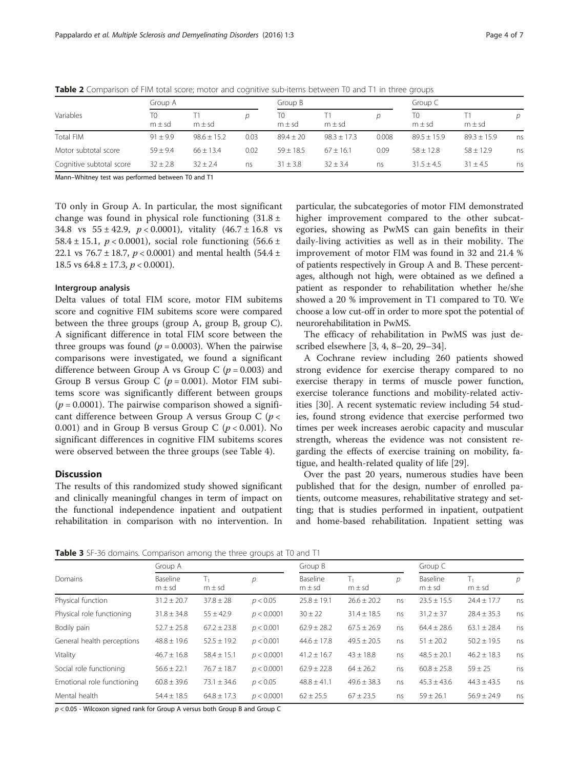**Table 2** Comparison of FIM total score; motor and cognitive sub-items between T0 and T1 in three groups

| Variables | Group A | | | Group B | | | Group C | | |
|---|---|---|---|---|---|---|---|---|---|
| | T0 m ± sd | T1 m ± sd | p | T0 m ± sd | T1 m ± sd | p | T0 m ± sd | T1 m ± sd | p |
| Total FIM | 91 ± 9.9 | 98.6 ± 15.2 | 0.03 | 89.4 ± 20 | 98.3 ± 17.3 | 0.008 | 89.5 ± 15.9 | 89.3 ± 15.9 | ns |
| Motor subtotal score | 59 ± 9.4 | 66 ± 13.4 | 0.02 | 59 ± 18.5 | 67 ± 16.1 | 0.09 | 58 ± 12.8 | 58 ± 12.9 | ns |
| Cognitive subtotal score | 32 ± 2.8 | 32 ± 2.4 | ns | 31 ± 3.8 | 32 ± 3.4 | ns | 31.5 ± 4.5 | 31 ± 4.5 | ns |

Mann–Whitney test was performed between T0 and T1

T0 only in Group A. In particular, the most significant change was found in physical role functioning (31.8 ± 34.8 vs 55 ± 42.9, $p < 0.0001$), vitality (46.7 ± 16.8 vs 58.4 ± 15.1, $p < 0.0001$), social role functioning (56.6 ± 22.1 vs 76.7 ± 18.7, $p < 0.0001$) and mental health (54.4 ± 18.5 vs 64.8 ± 17.3, $p < 0.0001$).

### Intergroup analysis

Delta values of total FIM score, motor FIM subitems score and cognitive FIM subitems score were compared between the three groups (group A, group B, group C). A significant difference in total FIM score between the three groups was found ($p = 0.0003$). When the pairwise comparisons were investigated, we found a significant difference between Group A vs Group C ($p = 0.003$) and Group B versus Group C ($p = 0.001$). Motor FIM subitems score was significantly different between groups ($p = 0.0001$). The pairwise comparison showed a significant difference between Group A versus Group C ($p < 0.001$) and in Group B versus Group C ($p < 0.001$). No significant differences in cognitive FIM subitems scores were observed between the three groups (see Table 4).

## Discussion

The results of this randomized study showed significant and clinically meaningful changes in term of impact on the functional independence inpatient and outpatient rehabilitation in comparison with no intervention. In particular, the subcategories of motor FIM demonstrated higher improvement compared to the other subcategories, showing as PwMS can gain benefits in their daily-living activities as well as in their mobility. The improvement of motor FIM was found in 32 and 21.4 % of patients respectively in Group A and B. These percentages, although not high, were obtained as we defined a patient as responder to rehabilitation whether he/she showed a 20 % improvement in T1 compared to T0. We choose a low cut-off in order to more spot the potential of neurorehabilitation in PwMS.

The efficacy of rehabilitation in PwMS was just described elsewhere [3, 4, 8–20, 29–34].

A Cochrane review including 260 patients showed strong evidence for exercise therapy compared to no exercise therapy in terms of muscle power function, exercise tolerance functions and mobility-related activities [30]. A recent systematic review including 54 studies, found strong evidence that exercise performed two times per week increases aerobic capacity and muscular strength, whereas the evidence was not consistent regarding the effects of exercise training on mobility, fatigue, and health-related quality of life [29].

Over the past 20 years, numerous studies have been published that for the design, number of enrolled patients, outcome measures, rehabilitative strategy and setting; that is studies performed in inpatient, outpatient and home-based rehabilitation. Inpatient setting was

**Table 3** SF-36 domains. Comparison among the three groups at T0 and T1

| Domains | Group A | | | Group B | | | Group C | | |
|---|---|---|---|---|---|---|---|---|---|
| | Baseline m ± sd | $T_1$ m ± sd | p | Baseline m ± sd | $T_1$ m ± sd | p | Baseline m ± sd | $T_1$ m ± sd | p |
| Physical function | 31.2 ± 20.7 | 37.8 ± 28 | $p < 0.05$ | 25.8 ± 19.1 | 26.6 ± 20.2 | ns | 23.5 ± 15.5 | 24.4 ± 17.7 | ns |
| Physical role functioning | 31.8 ± 34.8 | 55 ± 42.9 | $p < 0.0001$ | 30 ± 22 | 31.4 ± 18.5 | ns | 31.2 ± 37 | 28.4 ± 35.3 | ns |
| Bodily pain | 52.7 ± 25.8 | 67.2 ± 23.8 | $p < 0.001$ | 62.9 ± 28.2 | 67.5 ± 26.9 | ns | 64.4 ± 28.6 | 63.1 ± 28.4 | ns |
| General health perceptions | 48.8 ± 19.6 | 52.5 ± 19.2 | $p < 0.001$ | 44.6 ± 17.8 | 49.5 ± 20.5 | ns | 51 ± 20.2 | 50.2 ± 19.5 | ns |
| Vitality | 46.7 ± 16.8 | 58.4 ± 15.1 | $p < 0.0001$ | 41.2 ± 16.7 | 43 ± 18.8 | ns | 48.5 ± 20.1 | 46.2 ± 18.3 | ns |
| Social role functioning | 56.6 ± 22.1 | 76.7 ± 18.7 | $p < 0.0001$ | 62.9 ± 22.8 | 64 ± 26.2 | ns | 60.8 ± 25.8 | 59 ± 25 | ns |
| Emotional role functioning | 60.8 ± 39.6 | 73.1 ± 34.6 | $p < 0.05$ | 48.8 ± 41.1 | 49.6 ± 38.3 | ns | 45.3 ± 43.6 | 44.3 ± 43.5 | ns |
| Mental health | 54.4 ± 18.5 | 64.8 ± 17.3 | $p < 0.0001$ | 62 ± 25.5 | 67 ± 23.5 | ns | 59 ± 26.1 | 56.9 ± 24.9 | ns |

$p < 0.05$ - Wilcoxon signed rank for Group A versus both Group B and Group C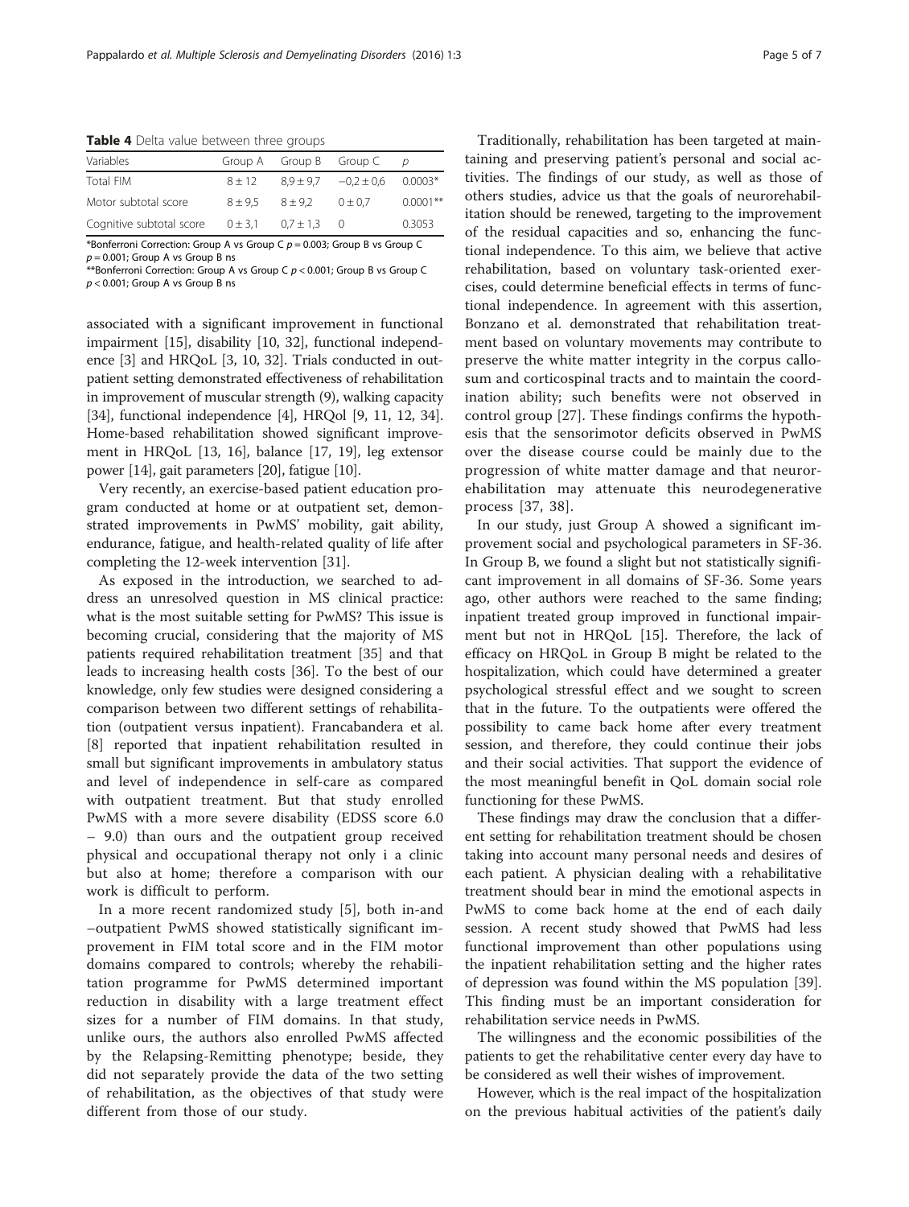**Table 4** Delta value between three groups

| Variables | Group A | Group B | Group C | p |
|---|---|---|---|---|
| Total FIM | 8 ± 12 | 8,9 ± 9,7 | −0,2 ± 0,6 | 0.0003* |
| Motor subtotal score | 8 ± 9,5 | 8 ± 9,2 | 0 ± 0,7 | 0.0001** |
| Cognitive subtotal score | 0 ± 3,1 | 0,7 ± 1,3 | 0 | 0.3053 |

*Bonferroni Correction: Group A vs Group C $p = 0.003$; Group B vs Group C $p = 0.001$; Group A vs Group B ns

**Bonferroni Correction: Group A vs Group C $p < 0.001$; Group B vs Group C $p < 0.001$; Group A vs Group B ns

associated with a significant improvement in functional impairment [15], disability [10, 32], functional independence [3] and HRQoL [3, 10, 32]. Trials conducted in outpatient setting demonstrated effectiveness of rehabilitation in improvement of muscular strength (9), walking capacity [34], functional independence [4], HRQol [9, 11, 12, 34]. Home-based rehabilitation showed significant improvement in HRQoL [13, 16], balance [17, 19], leg extensor power [14], gait parameters [20], fatigue [10].

Very recently, an exercise-based patient education program conducted at home or at outpatient set, demonstrated improvements in PwMS' mobility, gait ability, endurance, fatigue, and health-related quality of life after completing the 12-week intervention [31].

As exposed in the introduction, we searched to address an unresolved question in MS clinical practice: what is the most suitable setting for PwMS? This issue is becoming crucial, considering that the majority of MS patients required rehabilitation treatment [35] and that leads to increasing health costs [36]. To the best of our knowledge, only few studies were designed considering a comparison between two different settings of rehabilitation (outpatient versus inpatient). Francabandera et al. [8] reported that inpatient rehabilitation resulted in small but significant improvements in ambulatory status and level of independence in self-care as compared with outpatient treatment. But that study enrolled PwMS with a more severe disability (EDSS score 6.0 – 9.0) than ours and the outpatient group received physical and occupational therapy not only i a clinic but also at home; therefore a comparison with our work is difficult to perform.

In a more recent randomized study [5], both in-and –outpatient PwMS showed statistically significant improvement in FIM total score and in the FIM motor domains compared to controls; whereby the rehabilitation programme for PwMS determined important reduction in disability with a large treatment effect sizes for a number of FIM domains. In that study, unlike ours, the authors also enrolled PwMS affected by the Relapsing-Remitting phenotype; beside, they did not separately provide the data of the two setting of rehabilitation, as the objectives of that study were different from those of our study.

Traditionally, rehabilitation has been targeted at maintaining and preserving patient's personal and social activities. The findings of our study, as well as those of others studies, advice us that the goals of neurorehabilitation should be renewed, targeting to the improvement of the residual capacities and so, enhancing the functional independence. To this aim, we believe that active rehabilitation, based on voluntary task-oriented exercises, could determine beneficial effects in terms of functional independence. In agreement with this assertion, Bonzano et al. demonstrated that rehabilitation treatment based on voluntary movements may contribute to preserve the white matter integrity in the corpus callosum and corticospinal tracts and to maintain the coordination ability; such benefits were not observed in control group [27]. These findings confirms the hypothesis that the sensorimotor deficits observed in PwMS over the disease course could be mainly due to the progression of white matter damage and that neurorehabilitation may attenuate this neurodegenerative process [37, 38].

In our study, just Group A showed a significant improvement social and psychological parameters in SF-36. In Group B, we found a slight but not statistically significant improvement in all domains of SF-36. Some years ago, other authors were reached to the same finding; inpatient treated group improved in functional impairment but not in HRQoL [15]. Therefore, the lack of efficacy on HRQoL in Group B might be related to the hospitalization, which could have determined a greater psychological stressful effect and we sought to screen that in the future. To the outpatients were offered the possibility to came back home after every treatment session, and therefore, they could continue their jobs and their social activities. That support the evidence of the most meaningful benefit in QoL domain social role functioning for these PwMS.

These findings may draw the conclusion that a different setting for rehabilitation treatment should be chosen taking into account many personal needs and desires of each patient. A physician dealing with a rehabilitative treatment should bear in mind the emotional aspects in PwMS to come back home at the end of each daily session. A recent study showed that PwMS had less functional improvement than other populations using the inpatient rehabilitation setting and the higher rates of depression was found within the MS population [39]. This finding must be an important consideration for rehabilitation service needs in PwMS.

The willingness and the economic possibilities of the patients to get the rehabilitative center every day have to be considered as well their wishes of improvement.

However, which is the real impact of the hospitalization on the previous habitual activities of the patient's daily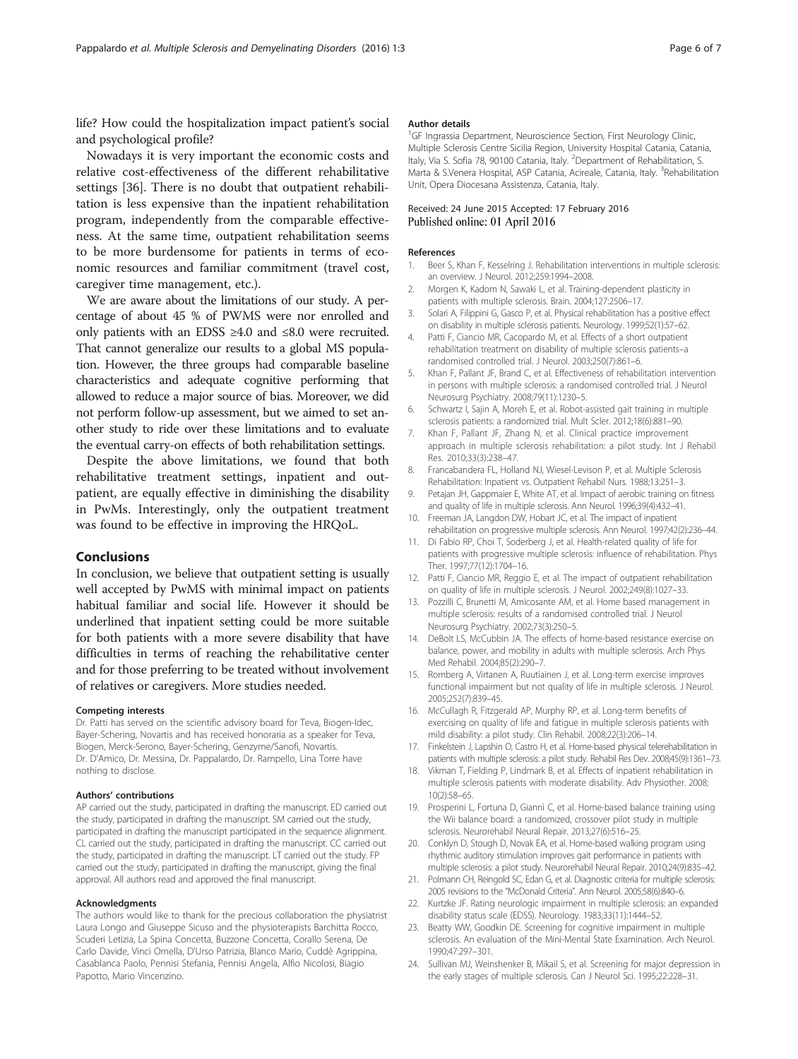life? How could the hospitalization impact patient's social and psychological profile?

Nowadays it is very important the economic costs and relative cost-effectiveness of the different rehabilitative settings [36]. There is no doubt that outpatient rehabilitation is less expensive than the inpatient rehabilitation program, independently from the comparable effectiveness. At the same time, outpatient rehabilitation seems to be more burdensome for patients in terms of economic resources and familiar commitment (travel cost, caregiver time management, etc.).

We are aware about the limitations of our study. A percentage of about 45 % of PWMS were nor enrolled and only patients with an EDSS ≥4.0 and ≤8.0 were recruited. That cannot generalize our results to a global MS population. However, the three groups had comparable baseline characteristics and adequate cognitive performing that allowed to reduce a major source of bias. Moreover, we did not perform follow-up assessment, but we aimed to set another study to ride over these limitations and to evaluate the eventual carry-on effects of both rehabilitation settings.

Despite the above limitations, we found that both rehabilitative treatment settings, inpatient and outpatient, are equally effective in diminishing the disability in PwMs. Interestingly, only the outpatient treatment was found to be effective in improving the HRQoL.

## Conclusions

In conclusion, we believe that outpatient setting is usually well accepted by PwMS with minimal impact on patients habitual familiar and social life. However it should be underlined that inpatient setting could be more suitable for both patients with a more severe disability that have difficulties in terms of reaching the rehabilitative center and for those preferring to be treated without involvement of relatives or caregivers. More studies needed.

#### Competing interests

Dr. Patti has served on the scientific advisory board for Teva, Biogen-Idec, Bayer-Schering, Novartis and has received honoraria as a speaker for Teva, Biogen, Merck-Serono, Bayer-Schering, Genzyme/Sanofi, Novartis. Dr. D'Amico, Dr. Messina, Dr. Pappalardo, Dr. Rampello, Lina Torre have nothing to disclose.

#### Authors' contributions

AP carried out the study, participated in drafting the manuscript. ED carried out the study, participated in drafting the manuscript. SM carried out the study, participated in drafting the manuscript participated in the sequence alignment. CL carried out the study, participated in drafting the manuscript. CC carried out the study, participated in drafting the manuscript. LT carried out the study. FP carried out the study, participated in drafting the manuscript, giving the final approval. All authors read and approved the final manuscript.

#### Acknowledgments

The authors would like to thank for the precious collaboration the physiatrist Laura Longo and Giuseppe Sicuso and the physioterapists Barchitta Rocco, Scuderi Letizia, La Spina Concetta, Buzzone Concetta, Corallo Serena, De Carlo Davide, Vinci Ornella, D'Urso Patrizia, Blanco Mario, Cuddè Agrippina, Casablanca Paolo, Pennisi Stefania, Pennisi Angela, Alfio Nicolosi, Biagio Papotto, Mario Vincenzino.

#### Author details

[1]GF Ingrassia Department, Neuroscience Section, First Neurology Clinic, Multiple Sclerosis Centre Sicilia Region, University Hospital Catania, Catania, Italy, Via S. Sofia 78, 90100 Catania, Italy. [2]Department of Rehabilitation, S. Marta & S.Venera Hospital, ASP Catania, Acireale, Catania, Italy. [3]Rehabilitation Unit, Opera Diocesana Assistenza, Catania, Italy.

Received: 24 June 2015 Accepted: 17 February 2016
Published online: 01 April 2016

#### References

1. Beer S, Khan F, Kesselring J. Rehabilitation interventions in multiple sclerosis: an overview. J Neurol. 2012;259:1994–2008.
2. Morgen K, Kadom N, Sawaki L, et al. Training-dependent plasticity in patients with multiple sclerosis. Brain. 2004;127:2506–17.
3. Solari A, Filippini G, Gasco P, et al. Physical rehabilitation has a positive effect on disability in multiple sclerosis patients. Neurology. 1999;52(1):57–62.
4. Patti F, Ciancio MR, Cacopardo M, et al. Effects of a short outpatient rehabilitation treatment on disability of multiple sclerosis patients–a randomised controlled trial. J Neurol. 2003;250(7):861–6.
5. Khan F, Pallant JF, Brand C, et al. Effectiveness of rehabilitation intervention in persons with multiple sclerosis: a randomised controlled trial. J Neurol Neurosurg Psychiatry. 2008;79(11):1230–5.
6. Schwartz I, Sajin A, Moreh E, et al. Robot-assisted gait training in multiple sclerosis patients: a randomized trial. Mult Scler. 2012;18(6):881–90.
7. Khan F, Pallant JF, Zhang N, et al. Clinical practice improvement approach in multiple sclerosis rehabilitation: a pilot study. Int J Rehabil Res. 2010;33(3):238–47.
8. Francabandera FL, Holland NJ, Wiesel-Levison P, et al. Multiple Sclerosis Rehabilitation: Inpatient vs. Outpatient Rehabil Nurs. 1988;13:251–3.
9. Petajan JH, Gappmaier E, White AT, et al. Impact of aerobic training on fitness and quality of life in multiple sclerosis. Ann Neurol. 1996;39(4):432–41.
10. Freeman JA, Langdon DW, Hobart JC, et al. The impact of inpatient rehabilitation on progressive multiple sclerosis. Ann Neurol. 1997;42(2):236–44.
11. Di Fabio RP, Choi T, Soderberg J, et al. Health-related quality of life for patients with progressive multiple sclerosis: influence of rehabilitation. Phys Ther. 1997;77(12):1704–16.
12. Patti F, Ciancio MR, Reggio E, et al. The impact of outpatient rehabilitation on quality of life in multiple sclerosis. J Neurol. 2002;249(8):1027–33.
13. Pozzilli C, Brunetti M, Amicosante AM, et al. Home based management in multiple sclerosis: results of a randomised controlled trial. J Neurol Neurosurg Psychiatry. 2002;73(3):250–5.
14. DeBolt LS, McCubbin JA. The effects of home-based resistance exercise on balance, power, and mobility in adults with multiple sclerosis. Arch Phys Med Rehabil. 2004;85(2):290–7.
15. Romberg A, Virtanen A, Ruutiainen J, et al. Long-term exercise improves functional impairment but not quality of life in multiple sclerosis. J Neurol. 2005;252(7):839–45.
16. McCullagh R, Fitzgerald AP, Murphy RP, et al. Long-term benefits of exercising on quality of life and fatigue in multiple sclerosis patients with mild disability: a pilot study. Clin Rehabil. 2008;22(3):206–14.
17. Finkelstein J, Lapshin O, Castro H, et al. Home-based physical telerehabilitation in patients with multiple sclerosis: a pilot study. Rehabil Res Dev. 2008;45(9):1361–73.
18. Vikman T, Fielding P, Lindmark B, et al. Effects of inpatient rehabilitation in multiple sclerosis patients with moderate disability. Adv Physiother. 2008; 10(2):58–65.
19. Prosperini L, Fortuna D, Giannì C, et al. Home-based balance training using the Wii balance board: a randomized, crossover pilot study in multiple sclerosis. Neurorehabil Neural Repair. 2013;27(6):516–25.
20. Conklyn D, Stough D, Novak EA, et al. Home-based walking program using rhythmic auditory stimulation improves gait performance in patients with multiple sclerosis: a pilot study. Neurorehabil Neural Repair. 2010;24(9):835–42.
21. Polmann CH, Reingold SC, Edan G, et al. Diagnostic criteria for multiple sclerosis: 2005 revisions to the "McDonald Criteria". Ann Neurol. 2005;58(6):840–6.
22. Kurtzke JF. Rating neurologic impairment in multiple sclerosis: an expanded disability status scale (EDSS). Neurology. 1983;33(11):1444–52.
23. Beatty WW, Goodkin DE. Screening for cognitive impairment in multiple sclerosis. An evaluation of the Mini-Mental State Examination. Arch Neurol. 1990;47:297–301.
24. Sullivan MJ, Weinshenker B, Mikail S, et al. Screening for major depression in the early stages of multiple sclerosis. Can J Neurol Sci. 1995;22:228–31.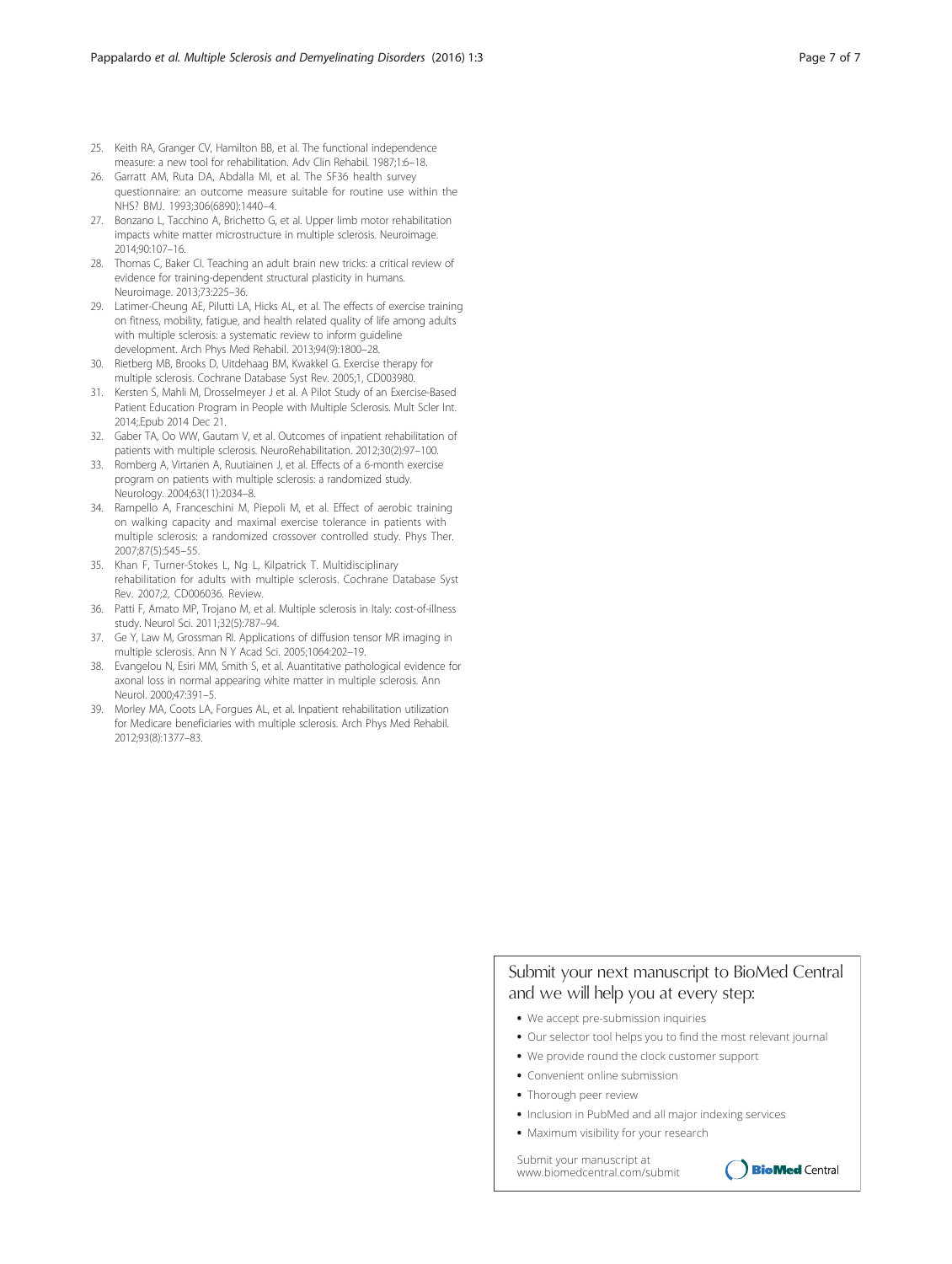25. Keith RA, Granger CV, Hamilton BB, et al. The functional independence measure: a new tool for rehabilitation. Adv Clin Rehabil. 1987;1:6–18.
26. Garratt AM, Ruta DA, Abdalla MI, et al. The SF36 health survey questionnaire: an outcome measure suitable for routine use within the NHS? BMJ. 1993;306(6890):1440–4.
27. Bonzano L, Tacchino A, Brichetto G, et al. Upper limb motor rehabilitation impacts white matter microstructure in multiple sclerosis. Neuroimage. 2014;90:107–16.
28. Thomas C, Baker CI. Teaching an adult brain new tricks: a critical review of evidence for training-dependent structural plasticity in humans. Neuroimage. 2013;73:225–36.
29. Latimer-Cheung AE, Pilutti LA, Hicks AL, et al. The effects of exercise training on fitness, mobility, fatigue, and health related quality of life among adults with multiple sclerosis: a systematic review to inform guideline development. Arch Phys Med Rehabil. 2013;94(9):1800–28.
30. Rietberg MB, Brooks D, Uitdehaag BM, Kwakkel G. Exercise therapy for multiple sclerosis. Cochrane Database Syst Rev. 2005;1, CD003980.
31. Kersten S, Mahli M, Drosselmeyer J et al. A Pilot Study of an Exercise-Based Patient Education Program in People with Multiple Sclerosis. Mult Scler Int. 2014;.Epub 2014 Dec 21.
32. Gaber TA, Oo WW, Gautam V, et al. Outcomes of inpatient rehabilitation of patients with multiple sclerosis. NeuroRehabilitation. 2012;30(2):97–100.
33. Romberg A, Virtanen A, Ruutiainen J, et al. Effects of a 6-month exercise program on patients with multiple sclerosis: a randomized study. Neurology. 2004;63(11):2034–8.
34. Rampello A, Franceschini M, Piepoli M, et al. Effect of aerobic training on walking capacity and maximal exercise tolerance in patients with multiple sclerosis: a randomized crossover controlled study. Phys Ther. 2007;87(5):545–55.
35. Khan F, Turner-Stokes L, Ng L, Kilpatrick T. Multidisciplinary rehabilitation for adults with multiple sclerosis. Cochrane Database Syst Rev. 2007;2, CD006036. Review.
36. Patti F, Amato MP, Trojano M, et al. Multiple sclerosis in Italy: cost-of-illness study. Neurol Sci. 2011;32(5):787–94.
37. Ge Y, Law M, Grossman RI. Applications of diffusion tensor MR imaging in multiple sclerosis. Ann N Y Acad Sci. 2005;1064:202–19.
38. Evangelou N, Esiri MM, Smith S, et al. Auantitative pathological evidence for axonal loss in normal appearing white matter in multiple sclerosis. Ann Neurol. 2000;47:391–5.
39. Morley MA, Coots LA, Forgues AL, et al. Inpatient rehabilitation utilization for Medicare beneficiaries with multiple sclerosis. Arch Phys Med Rehabil. 2012;93(8):1377–83.

Submit your next manuscript to BioMed Central and we will help you at every step:

- We accept pre-submission inquiries
- Our selector tool helps you to find the most relevant journal
- We provide round the clock customer support
- Convenient online submission
- Thorough peer review
- Inclusion in PubMed and all major indexing services
- Maximum visibility for your research

Submit your manuscript at www.biomedcentral.com/submit

BioMed Central